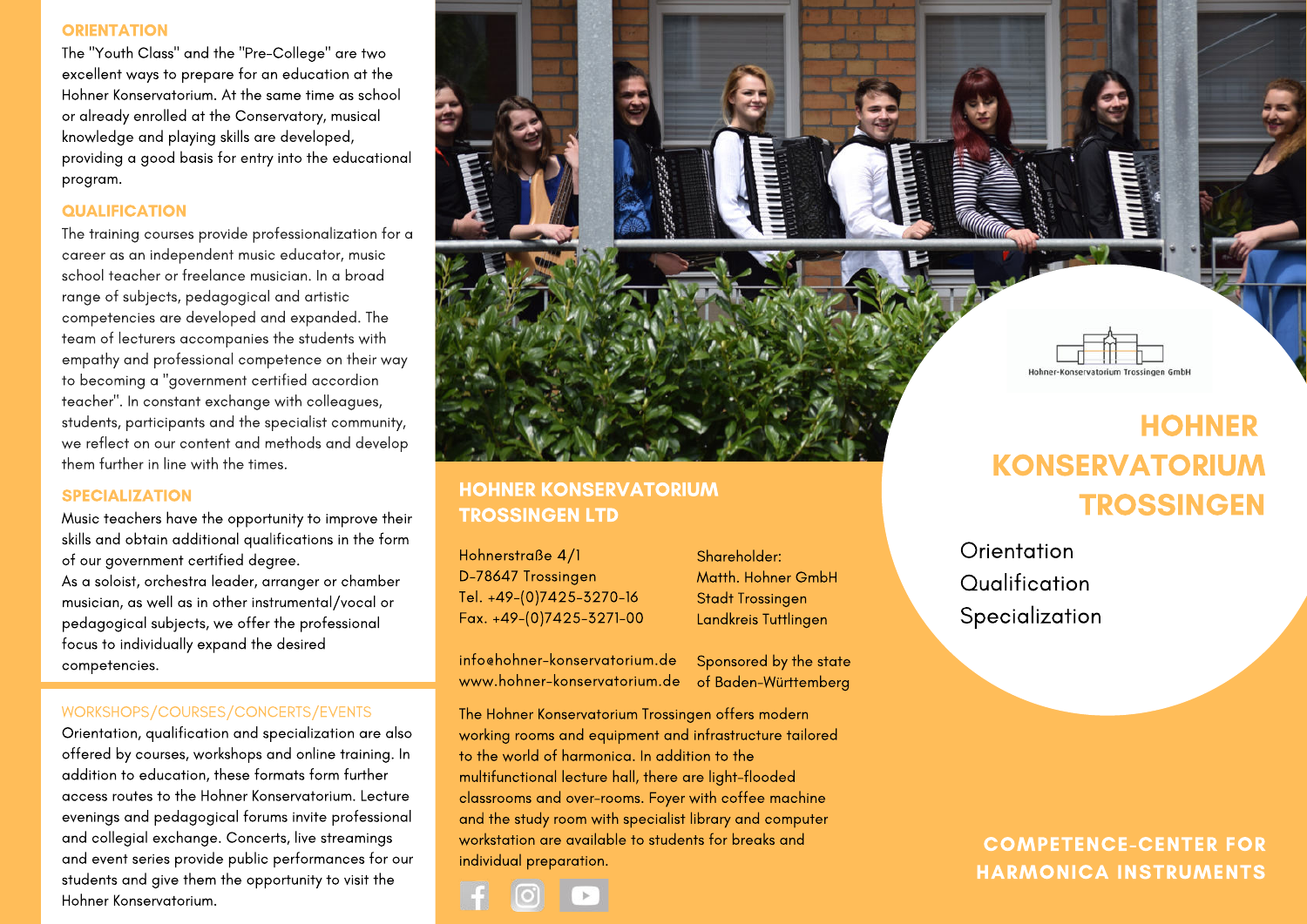## ORIENTATION

The "Youth Class" and the "Pre-College" are two excellent ways to prepare for an education at the Hohner Konservatorium. At the same time as school or already enrolled at the Conservatory, musical knowledge and playing skills are developed, providing a good basis for entry into the educational program.

## QUALIFICATION

The training courses provide professionalization for a career as an independent music educator, music school teacher or freelance musician. In a broad range of subjects, pedagogical and artistic competencies are developed and expanded. The team of lecturers accompanies the students with empathy and professional competence on their way to becoming a "government certified accordion teacher". In constant exchange with colleagues, students, participants and the specialist community, we reflect on our content and methods and develop them further in line with the times.

## SPECIALIZATION

Music teachers have the opportunity to improve their skills and obtain additional qualifications in the form of our government certified degree.
As a soloist, orchestra leader, arranger or chamber musician, as well as in other instrumental/vocal or pedagogical subjects, we offer the professional focus to individually expand the desired competencies.

## WORKSHOPS/COURSES/CONCERTS/EVENTS

Orientation, qualification and specialization are also offered by courses, workshops and online training. In addition to education, these formats form further access routes to the Hohner Konservatorium. Lecture evenings and pedagogical forums invite professional and collegial exchange. Concerts, live streamings and event series provide public performances for our students and give them the opportunity to visit the Hohner Konservatorium.

## HOHNER KONSERVATORIUM TROSSINGEN LTD

Hohnerstraße 4/1
D-78647 Trossingen
Tel. +49-(0)7425-3270-16
Fax. +49-(0)7425-3271-00

Shareholder:
Matth. Hohner GmbH
Stadt Trossingen
Landkreis Tuttlingen

info@hohner-konservatorium.de
www.hohner-konservatorium.de

Sponsored by the state of Baden-Württemberg

The Hohner Konservatorium Trossingen offers modern working rooms and equipment and infrastructure tailored to the world of harmonica. In addition to the multifunctional lecture hall, there are light-flooded classrooms and over-rooms. Foyer with coffee machine and the study room with specialist library and computer workstation are available to students for breaks and individual preparation.

Hohner-Konservatorium Trossingen GmbH

# HOHNER KONSERVATORIUM TROSSINGEN

Orientation
Qualification
Specialization

**COMPETENCE-CENTER FOR HARMONICA INSTRUMENTS**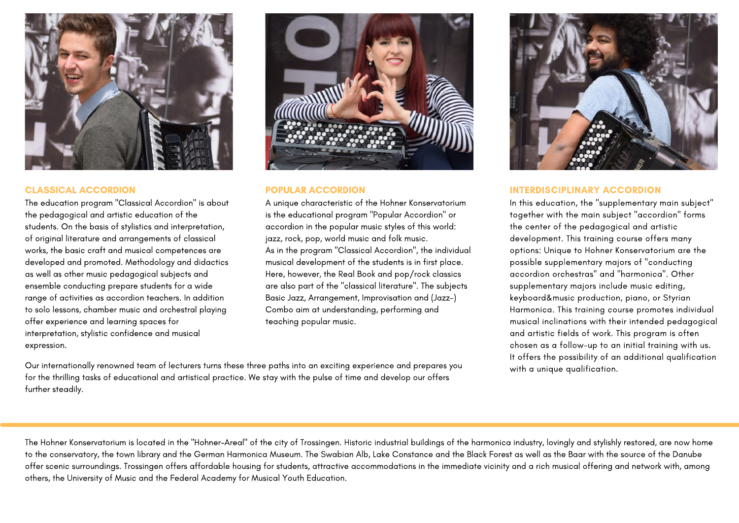## CLASSICAL ACCORDION

The education program "Classical Accordion" is about the pedagogical and artistic education of the students. On the basis of stylistics and interpretation, of original literature and arrangements of classical works, the basic craft and musical competences are developed and promoted. Methodology and didactics as well as other music pedagogical subjects and ensemble conducting prepare students for a wide range of activities as accordion teachers. In addition to solo lessons, chamber music and orchestral playing offer experience and learning spaces for interpretation, stylistic confidence and musical expression.

## POPULAR ACCORDION

A unique characteristic of the Hohner Konservatorium is the educational program "Popular Accordion" or accordion in the popular music styles of this world: jazz, rock, pop, world music and folk music.
As in the program "Classical Accordion", the individual musical development of the students is in first place. Here, however, the Real Book and pop/rock classics are also part of the "classical literature". The subjects Basic Jazz, Arrangement, Improvisation and (Jazz-) Combo aim at understanding, performing and teaching popular music.

## INTERDISCIPLINARY ACCORDION

In this education, the "supplementary main subject" together with the main subject "accordion" forms the center of the pedagogical and artistic development. This training course offers many options: Unique to Hohner Konservatorium are the possible supplementary majors of "conducting accordion orchestras" and "harmonica". Other supplementary majors include music editing, keyboard&music production, piano, or Styrian Harmonica. This training course promotes individual musical inclinations with their intended pedagogical and artistic fields of work. This program is often chosen as a follow-up to an initial training with us. It offers the possibility of an additional qualification with a unique qualification.

Our internationally renowned team of lecturers turns these three paths into an exciting experience and prepares you for the thrilling tasks of educational and artistical practice. We stay with the pulse of time and develop our offers further steadily.

---

The Hohner Konservatorium is located in the "Hohner-Areal" of the city of Trossingen. Historic industrial buildings of the harmonica industry, lovingly and stylishly restored, are now home to the conservatory, the town library and the German Harmonica Museum. The Swabian Alb, Lake Constance and the Black Forest as well as the Baar with the source of the Danube offer scenic surroundings. Trossingen offers affordable housing for students, attractive accommodations in the immediate vicinity and a rich musical offering and network with, among others, the University of Music and the Federal Academy for Musical Youth Education.